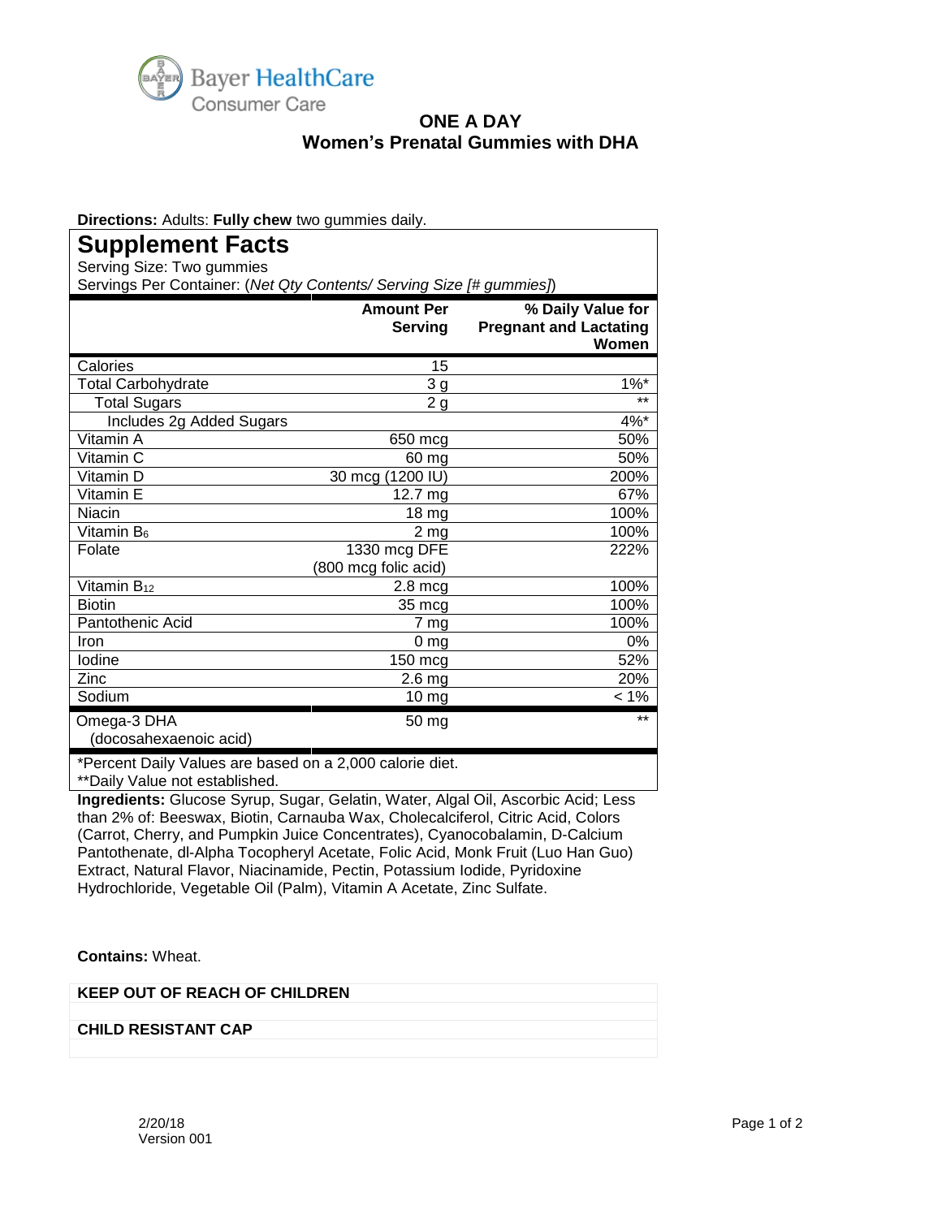Bayer HealthCare
Consumer Care

# ONE A DAY
## Women's Prenatal Gummies with DHA

**Directions:** Adults: **Fully chew** two gummies daily.

## Supplement Facts

Serving Size: Two gummies
Servings Per Container: (*Net Qty Contents/ Serving Size [# gummies]*)

| | Amount Per Serving | % Daily Value for Pregnant and Lactating Women |
|---|---|---|
| Calories | 15 | |
| Total Carbohydrate | 3 g | 1%* |
| Total Sugars | 2 g | ** |
| Includes 2g Added Sugars | | 4%* |
| Vitamin A | 650 mcg | 50% |
| Vitamin C | 60 mg | 50% |
| Vitamin D | 30 mcg (1200 IU) | 200% |
| Vitamin E | 12.7 mg | 67% |
| Niacin | 18 mg | 100% |
| Vitamin $B_6$ | 2 mg | 100% |
| Folate | 1330 mcg DFE (800 mcg folic acid) | 222% |
| Vitamin $B_{12}$ | 2.8 mcg | 100% |
| Biotin | 35 mcg | 100% |
| Pantothenic Acid | 7 mg | 100% |
| Iron | 0 mg | 0% |
| Iodine | 150 mcg | 52% |
| Zinc | 2.6 mg | 20% |
| Sodium | 10 mg | < 1% |
| Omega-3 DHA (docosahexaenoic acid) | 50 mg | ** |

*Percent Daily Values are based on a 2,000 calorie diet.
**Daily Value not established.

**Ingredients:** Glucose Syrup, Sugar, Gelatin, Water, Algal Oil, Ascorbic Acid; Less than 2% of: Beeswax, Biotin, Carnauba Wax, Cholecalciferol, Citric Acid, Colors (Carrot, Cherry, and Pumpkin Juice Concentrates), Cyanocobalamin, D-Calcium Pantothenate, dl-Alpha Tocopheryl Acetate, Folic Acid, Monk Fruit (Luo Han Guo) Extract, Natural Flavor, Niacinamide, Pectin, Potassium Iodide, Pyridoxine Hydrochloride, Vegetable Oil (Palm), Vitamin A Acetate, Zinc Sulfate.

**Contains:** Wheat.

**KEEP OUT OF REACH OF CHILDREN**

**CHILD RESISTANT CAP**

2/20/18
Version 001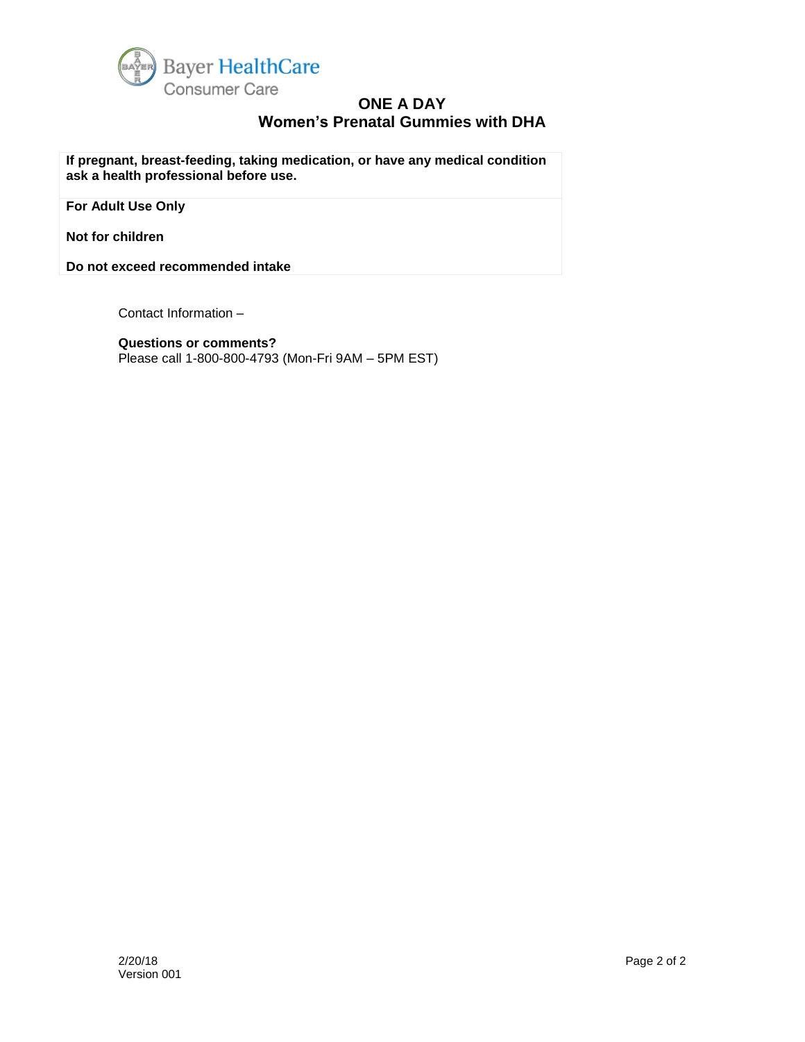Bayer HealthCare
Consumer Care

# ONE A DAY
## Women's Prenatal Gummies with DHA

**If pregnant, breast-feeding, taking medication, or have any medical condition ask a health professional before use.**

**For Adult Use Only**

**Not for children**

**Do not exceed recommended intake**

Contact Information –

**Questions or comments?**
Please call 1-800-800-4793 (Mon-Fri 9AM – 5PM EST)

2/20/18
Version 001